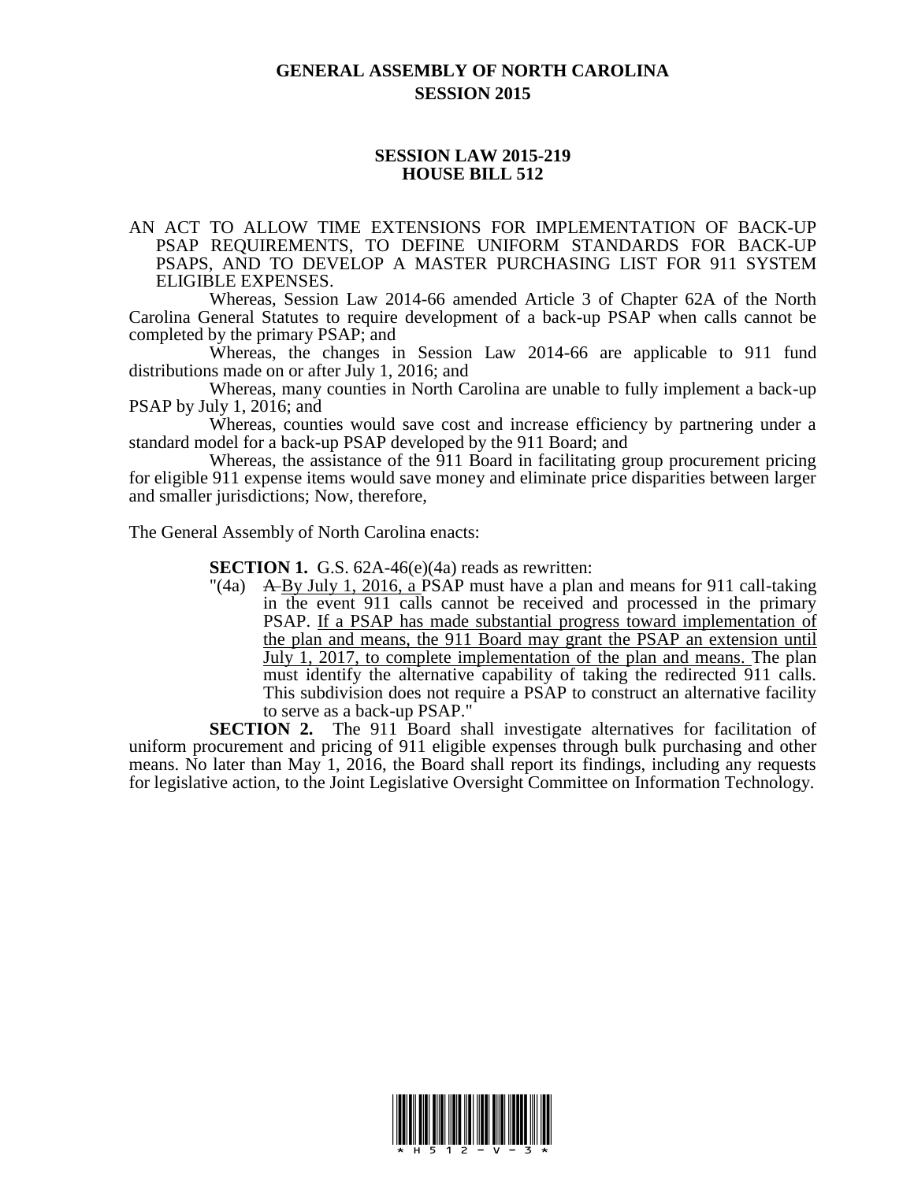# GENERAL ASSEMBLY OF NORTH CAROLINA
## SESSION 2015

### SESSION LAW 2015-219
### HOUSE BILL 512

AN ACT TO ALLOW TIME EXTENSIONS FOR IMPLEMENTATION OF BACK-UP PSAP REQUIREMENTS, TO DEFINE UNIFORM STANDARDS FOR BACK-UP PSAPS, AND TO DEVELOP A MASTER PURCHASING LIST FOR 911 SYSTEM ELIGIBLE EXPENSES.

Whereas, Session Law 2014-66 amended Article 3 of Chapter 62A of the North Carolina General Statutes to require development of a back-up PSAP when calls cannot be completed by the primary PSAP; and

Whereas, the changes in Session Law 2014-66 are applicable to 911 fund distributions made on or after July 1, 2016; and

Whereas, many counties in North Carolina are unable to fully implement a back-up PSAP by July 1, 2016; and

Whereas, counties would save cost and increase efficiency by partnering under a standard model for a back-up PSAP developed by the 911 Board; and

Whereas, the assistance of the 911 Board in facilitating group procurement pricing for eligible 911 expense items would save money and eliminate price disparities between larger and smaller jurisdictions; Now, therefore,

The General Assembly of North Carolina enacts:

**SECTION 1.** G.S. 62A-46(e)(4a) reads as rewritten:

"(4a) ~~A~~ By July 1, 2016, a PSAP must have a plan and means for 911 call-taking in the event 911 calls cannot be received and processed in the primary PSAP. If a PSAP has made substantial progress toward implementation of the plan and means, the 911 Board may grant the PSAP an extension until July 1, 2017, to complete implementation of the plan and means. The plan must identify the alternative capability of taking the redirected 911 calls. This subdivision does not require a PSAP to construct an alternative facility to serve as a back-up PSAP."

**SECTION 2.** The 911 Board shall investigate alternatives for facilitation of uniform procurement and pricing of 911 eligible expenses through bulk purchasing and other means. No later than May 1, 2016, the Board shall report its findings, including any requests for legislative action, to the Joint Legislative Oversight Committee on Information Technology.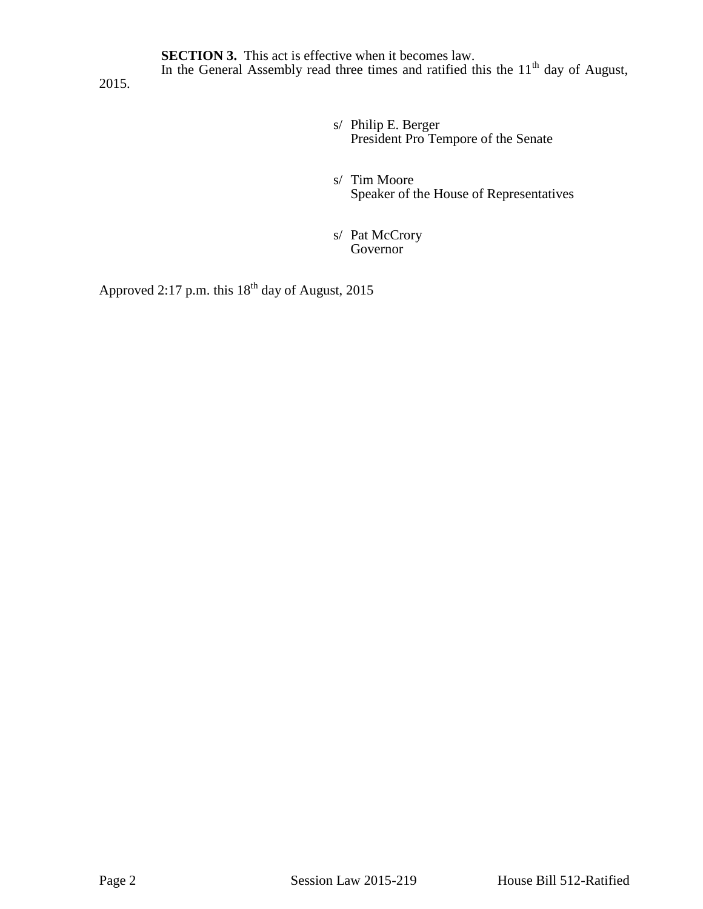**SECTION 3.** This act is effective when it becomes law.

In the General Assembly read three times and ratified this the 11th day of August, 2015.

s/ Philip E. Berger
President Pro Tempore of the Senate

s/ Tim Moore
Speaker of the House of Representatives

s/ Pat McCrory
Governor

Approved 2:17 p.m. this 18th day of August, 2015